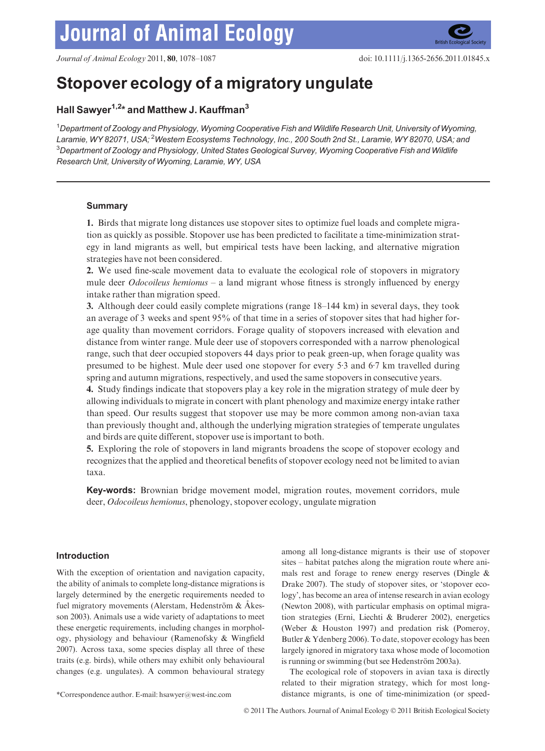# Stopover ecology of a migratory ungulate

## Hall Sawyer[1,2]* and Matthew J. Kauffman[3]

[1]*Department of Zoology and Physiology, Wyoming Cooperative Fish and Wildlife Research Unit, University of Wyoming, Laramie, WY 82071, USA;* [2]*Western Ecosystems Technology, Inc., 200 South 2nd St., Laramie, WY 82070, USA; and* [3]*Department of Zoology and Physiology, United States Geological Survey, Wyoming Cooperative Fish and Wildlife Research Unit, University of Wyoming, Laramie, WY, USA*

### Summary

**1.** Birds that migrate long distances use stopover sites to optimize fuel loads and complete migration as quickly as possible. Stopover use has been predicted to facilitate a time-minimization strategy in land migrants as well, but empirical tests have been lacking, and alternative migration strategies have not been considered.

**2.** We used fine-scale movement data to evaluate the ecological role of stopovers in migratory mule deer *Odocoileus hemionus* – a land migrant whose fitness is strongly influenced by energy intake rather than migration speed.

**3.** Although deer could easily complete migrations (range 18–144 km) in several days, they took an average of 3 weeks and spent 95% of that time in a series of stopover sites that had higher forage quality than movement corridors. Forage quality of stopovers increased with elevation and distance from winter range. Mule deer use of stopovers corresponded with a narrow phenological range, such that deer occupied stopovers 44 days prior to peak green-up, when forage quality was presumed to be highest. Mule deer used one stopover for every 5·3 and 6·7 km travelled during spring and autumn migrations, respectively, and used the same stopovers in consecutive years.

**4.** Study findings indicate that stopovers play a key role in the migration strategy of mule deer by allowing individuals to migrate in concert with plant phenology and maximize energy intake rather than speed. Our results suggest that stopover use may be more common among non-avian taxa than previously thought and, although the underlying migration strategies of temperate ungulates and birds are quite different, stopover use is important to both.

**5.** Exploring the role of stopovers in land migrants broadens the scope of stopover ecology and recognizes that the applied and theoretical benefits of stopover ecology need not be limited to avian taxa.

**Key-words:** Brownian bridge movement model, migration routes, movement corridors, mule deer, *Odocoileus hemionus*, phenology, stopover ecology, ungulate migration

## Introduction

With the exception of orientation and navigation capacity, the ability of animals to complete long-distance migrations is largely determined by the energetic requirements needed to fuel migratory movements (Alerstam, Hedenström & Åkesson 2003). Animals use a wide variety of adaptations to meet these energetic requirements, including changes in morphology, physiology and behaviour (Ramenofsky & Wingfield 2007). Across taxa, some species display all three of these traits (e.g. birds), while others may exhibit only behavioural changes (e.g. ungulates). A common behavioural strategy among all long-distance migrants is their use of stopover sites – habitat patches along the migration route where animals rest and forage to renew energy reserves (Dingle & Drake 2007). The study of stopover sites, or 'stopover ecology', has become an area of intense research in avian ecology (Newton 2008), with particular emphasis on optimal migration strategies (Erni, Liechti & Bruderer 2002), energetics (Weber & Houston 1997) and predation risk (Pomeroy, Butler & Ydenberg 2006). To date, stopover ecology has been largely ignored in migratory taxa whose mode of locomotion is running or swimming (but see Hedenström 2003a).

The ecological role of stopovers in avian taxa is directly related to their migration strategy, which for most long-distance migrants, is one of time-minimization (or speed-

*Correspondence author. E-mail: hsawyer@west-inc.com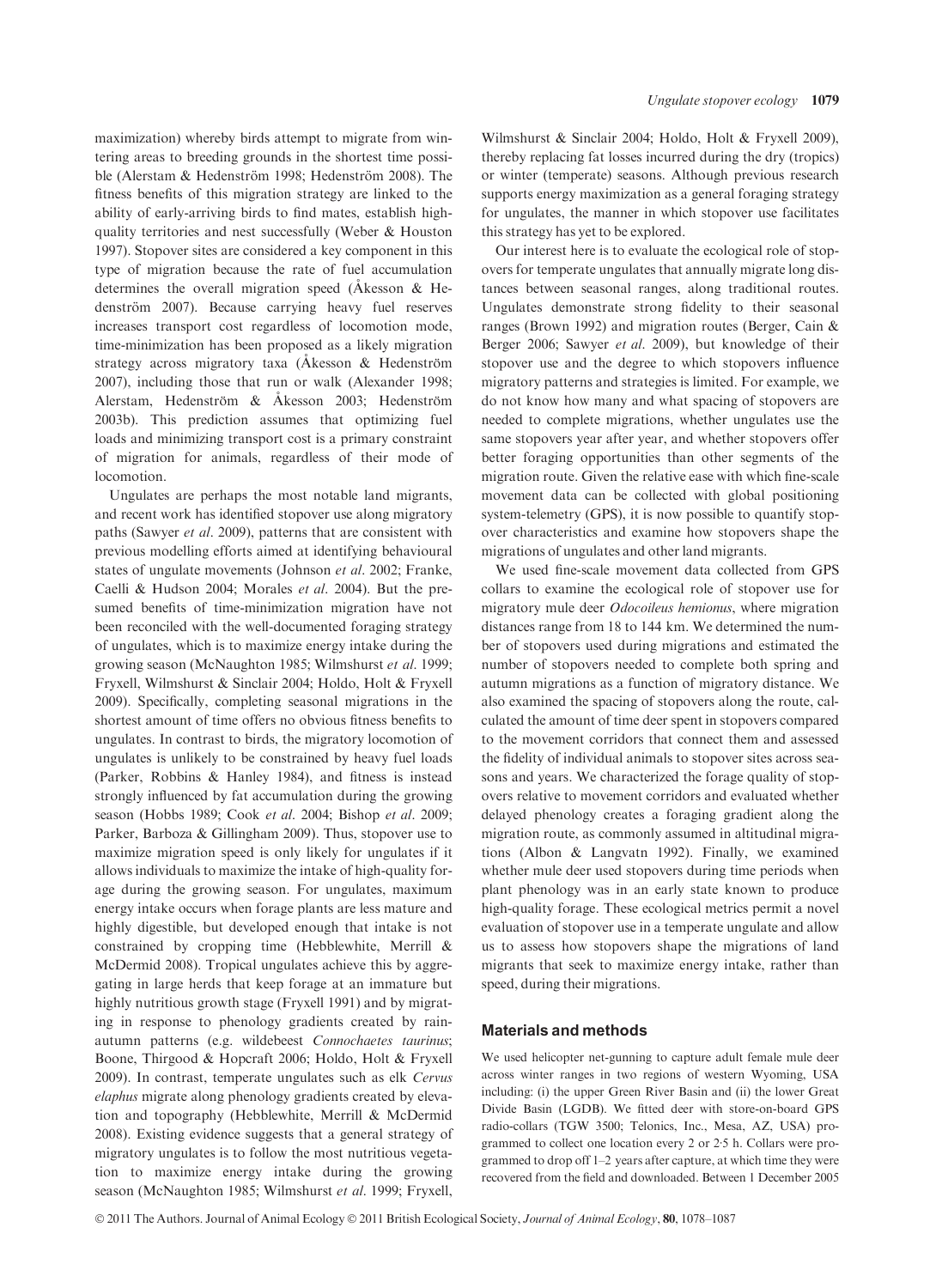maximization) whereby birds attempt to migrate from wintering areas to breeding grounds in the shortest time possible (Alerstam & Hedenström 1998; Hedenström 2008). The fitness benefits of this migration strategy are linked to the ability of early-arriving birds to find mates, establish high-quality territories and nest successfully (Weber & Houston 1997). Stopover sites are considered a key component in this type of migration because the rate of fuel accumulation determines the overall migration speed (Åkesson & Hedenström 2007). Because carrying heavy fuel reserves increases transport cost regardless of locomotion mode, time-minimization has been proposed as a likely migration strategy across migratory taxa (Åkesson & Hedenström 2007), including those that run or walk (Alexander 1998; Alerstam, Hedenström & Åkesson 2003; Hedenström 2003b). This prediction assumes that optimizing fuel loads and minimizing transport cost is a primary constraint of migration for animals, regardless of their mode of locomotion.

Ungulates are perhaps the most notable land migrants, and recent work has identified stopover use along migratory paths (Sawyer *et al*. 2009), patterns that are consistent with previous modelling efforts aimed at identifying behavioural states of ungulate movements (Johnson *et al*. 2002; Franke, Caelli & Hudson 2004; Morales *et al*. 2004). But the presumed benefits of time-minimization migration have not been reconciled with the well-documented foraging strategy of ungulates, which is to maximize energy intake during the growing season (McNaughton 1985; Wilmshurst *et al*. 1999; Fryxell, Wilmshurst & Sinclair 2004; Holdo, Holt & Fryxell 2009). Specifically, completing seasonal migrations in the shortest amount of time offers no obvious fitness benefits to ungulates. In contrast to birds, the migratory locomotion of ungulates is unlikely to be constrained by heavy fuel loads (Parker, Robbins & Hanley 1984), and fitness is instead strongly influenced by fat accumulation during the growing season (Hobbs 1989; Cook *et al*. 2004; Bishop *et al*. 2009; Parker, Barboza & Gillingham 2009). Thus, stopover use to maximize migration speed is only likely for ungulates if it allows individuals to maximize the intake of high-quality forage during the growing season. For ungulates, maximum energy intake occurs when forage plants are less mature and highly digestible, but developed enough that intake is not constrained by cropping time (Hebblewhite, Merrill & McDermid 2008). Tropical ungulates achieve this by aggregating in large herds that keep forage at an immature but highly nutritious growth stage (Fryxell 1991) and by migrating in response to phenology gradients created by rain-autumn patterns (e.g. wildebeest *Connochaetes taurinus*; Boone, Thirgood & Hopcraft 2006; Holdo, Holt & Fryxell 2009). In contrast, temperate ungulates such as elk *Cervus elaphus* migrate along phenology gradients created by elevation and topography (Hebblewhite, Merrill & McDermid 2008). Existing evidence suggests that a general strategy of migratory ungulates is to follow the most nutritious vegetation to maximize energy intake during the growing season (McNaughton 1985; Wilmshurst *et al*. 1999; Fryxell, Wilmshurst & Sinclair 2004; Holdo, Holt & Fryxell 2009), thereby replacing fat losses incurred during the dry (tropics) or winter (temperate) seasons. Although previous research supports energy maximization as a general foraging strategy for ungulates, the manner in which stopover use facilitates this strategy has yet to be explored.

Our interest here is to evaluate the ecological role of stopovers for temperate ungulates that annually migrate long distances between seasonal ranges, along traditional routes. Ungulates demonstrate strong fidelity to their seasonal ranges (Brown 1992) and migration routes (Berger, Cain & Berger 2006; Sawyer *et al*. 2009), but knowledge of their stopover use and the degree to which stopovers influence migratory patterns and strategies is limited. For example, we do not know how many and what spacing of stopovers are needed to complete migrations, whether ungulates use the same stopovers year after year, and whether stopovers offer better foraging opportunities than other segments of the migration route. Given the relative ease with which fine-scale movement data can be collected with global positioning system-telemetry (GPS), it is now possible to quantify stopover characteristics and examine how stopovers shape the migrations of ungulates and other land migrants.

We used fine-scale movement data collected from GPS collars to examine the ecological role of stopover use for migratory mule deer *Odocoileus hemionus*, where migration distances range from 18 to 144 km. We determined the number of stopovers used during migrations and estimated the number of stopovers needed to complete both spring and autumn migrations as a function of migratory distance. We also examined the spacing of stopovers along the route, calculated the amount of time deer spent in stopovers compared to the movement corridors that connect them and assessed the fidelity of individual animals to stopover sites across seasons and years. We characterized the forage quality of stopovers relative to movement corridors and evaluated whether delayed phenology creates a foraging gradient along the migration route, as commonly assumed in altitudinal migrations (Albon & Langvatn 1992). Finally, we examined whether mule deer used stopovers during time periods when plant phenology was in an early state known to produce high-quality forage. These ecological metrics permit a novel evaluation of stopover use in a temperate ungulate and allow us to assess how stopovers shape the migrations of land migrants that seek to maximize energy intake, rather than speed, during their migrations.

## Materials and methods

We used helicopter net-gunning to capture adult female mule deer across winter ranges in two regions of western Wyoming, USA including: (i) the upper Green River Basin and (ii) the lower Great Divide Basin (LGDB). We fitted deer with store-on-board GPS radio-collars (TGW 3500; Telonics, Inc., Mesa, AZ, USA) programmed to collect one location every 2 or 2·5 h. Collars were programmed to drop off 1–2 years after capture, at which time they were recovered from the field and downloaded. Between 1 December 2005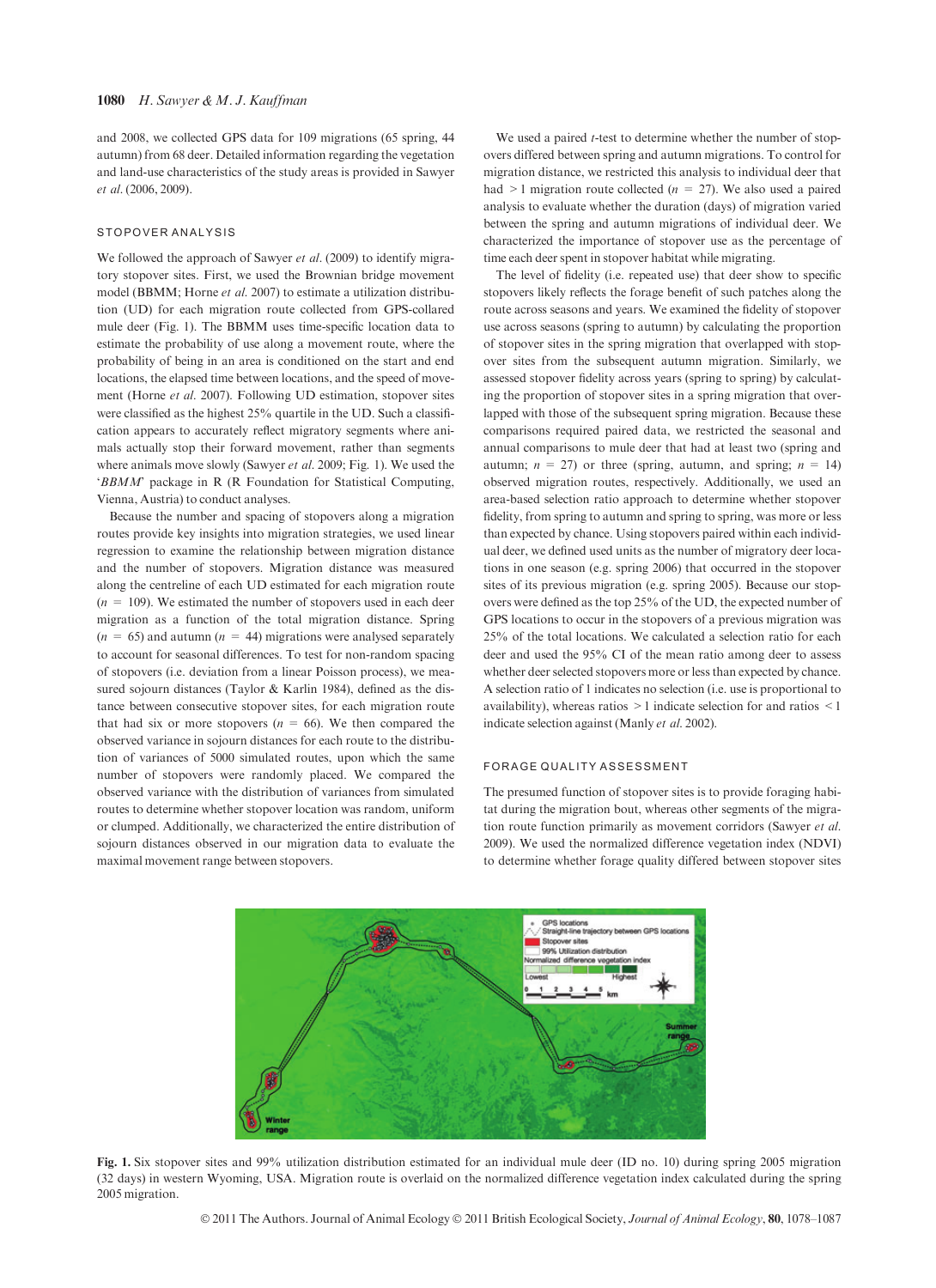and 2008, we collected GPS data for 109 migrations (65 spring, 44 autumn) from 68 deer. Detailed information regarding the vegetation and land-use characteristics of the study areas is provided in Sawyer *et al.* (2006, 2009).

## STOPOVER ANALYSIS

We followed the approach of Sawyer *et al.* (2009) to identify migratory stopover sites. First, we used the Brownian bridge movement model (BBMM; Horne *et al.* 2007) to estimate a utilization distribution (UD) for each migration route collected from GPS-collared mule deer (Fig. 1). The BBMM uses time-specific location data to estimate the probability of use along a movement route, where the probability of being in an area is conditioned on the start and end locations, the elapsed time between locations, and the speed of movement (Horne *et al.* 2007). Following UD estimation, stopover sites were classified as the highest 25% quartile in the UD. Such a classification appears to accurately reflect migratory segments where animals actually stop their forward movement, rather than segments where animals move slowly (Sawyer *et al.* 2009; Fig. 1). We used the '*BBMM*' package in R (R Foundation for Statistical Computing, Vienna, Austria) to conduct analyses.

Because the number and spacing of stopovers along a migration routes provide key insights into migration strategies, we used linear regression to examine the relationship between migration distance and the number of stopovers. Migration distance was measured along the centreline of each UD estimated for each migration route ($n = 109$). We estimated the number of stopovers used in each deer migration as a function of the total migration distance. Spring ($n = 65$) and autumn ($n = 44$) migrations were analysed separately to account for seasonal differences. To test for non-random spacing of stopovers (i.e. deviation from a linear Poisson process), we measured sojourn distances (Taylor & Karlin 1984), defined as the distance between consecutive stopover sites, for each migration route that had six or more stopovers ($n = 66$). We then compared the observed variance in sojourn distances for each route to the distribution of variances of 5000 simulated routes, upon which the same number of stopovers were randomly placed. We compared the observed variance with the distribution of variances from simulated routes to determine whether stopover location was random, uniform or clumped. Additionally, we characterized the entire distribution of sojourn distances observed in our migration data to evaluate the maximal movement range between stopovers.

We used a paired *t*-test to determine whether the number of stopovers differed between spring and autumn migrations. To control for migration distance, we restricted this analysis to individual deer that had $>1$ migration route collected ($n = 27$). We also used a paired analysis to evaluate whether the duration (days) of migration varied between the spring and autumn migrations of individual deer. We characterized the importance of stopover use as the percentage of time each deer spent in stopover habitat while migrating.

The level of fidelity (i.e. repeated use) that deer show to specific stopovers likely reflects the forage benefit of such patches along the route across seasons and years. We examined the fidelity of stopover use across seasons (spring to autumn) by calculating the proportion of stopover sites in the spring migration that overlapped with stopover sites from the subsequent autumn migration. Similarly, we assessed stopover fidelity across years (spring to spring) by calculating the proportion of stopover sites in a spring migration that overlapped with those of the subsequent spring migration. Because these comparisons required paired data, we restricted the seasonal and annual comparisons to mule deer that had at least two (spring and autumn; $n = 27$) or three (spring, autumn, and spring; $n = 14$) observed migration routes, respectively. Additionally, we used an area-based selection ratio approach to determine whether stopover fidelity, from spring to autumn and spring to spring, was more or less than expected by chance. Using stopovers paired within each individual deer, we defined used units as the number of migratory deer locations in one season (e.g. spring 2006) that occurred in the stopover sites of its previous migration (e.g. spring 2005). Because our stopovers were defined as the top 25% of the UD, the expected number of GPS locations to occur in the stopovers of a previous migration was 25% of the total locations. We calculated a selection ratio for each deer and used the 95% CI of the mean ratio among deer to assess whether deer selected stopovers more or less than expected by chance. A selection ratio of 1 indicates no selection (i.e. use is proportional to availability), whereas ratios $>1$ indicate selection for and ratios $<1$ indicate selection against (Manly *et al.* 2002).

## FORAGE QUALITY ASSESSMENT

The presumed function of stopover sites is to provide foraging habitat during the migration bout, whereas other segments of the migration route function primarily as movement corridors (Sawyer *et al.* 2009). We used the normalized difference vegetation index (NDVI) to determine whether forage quality differed between stopover sites

**Fig. 1.** Six stopover sites and 99% utilization distribution estimated for an individual mule deer (ID no. 10) during spring 2005 migration (32 days) in western Wyoming, USA. Migration route is overlaid on the normalized difference vegetation index calculated during the spring 2005 migration.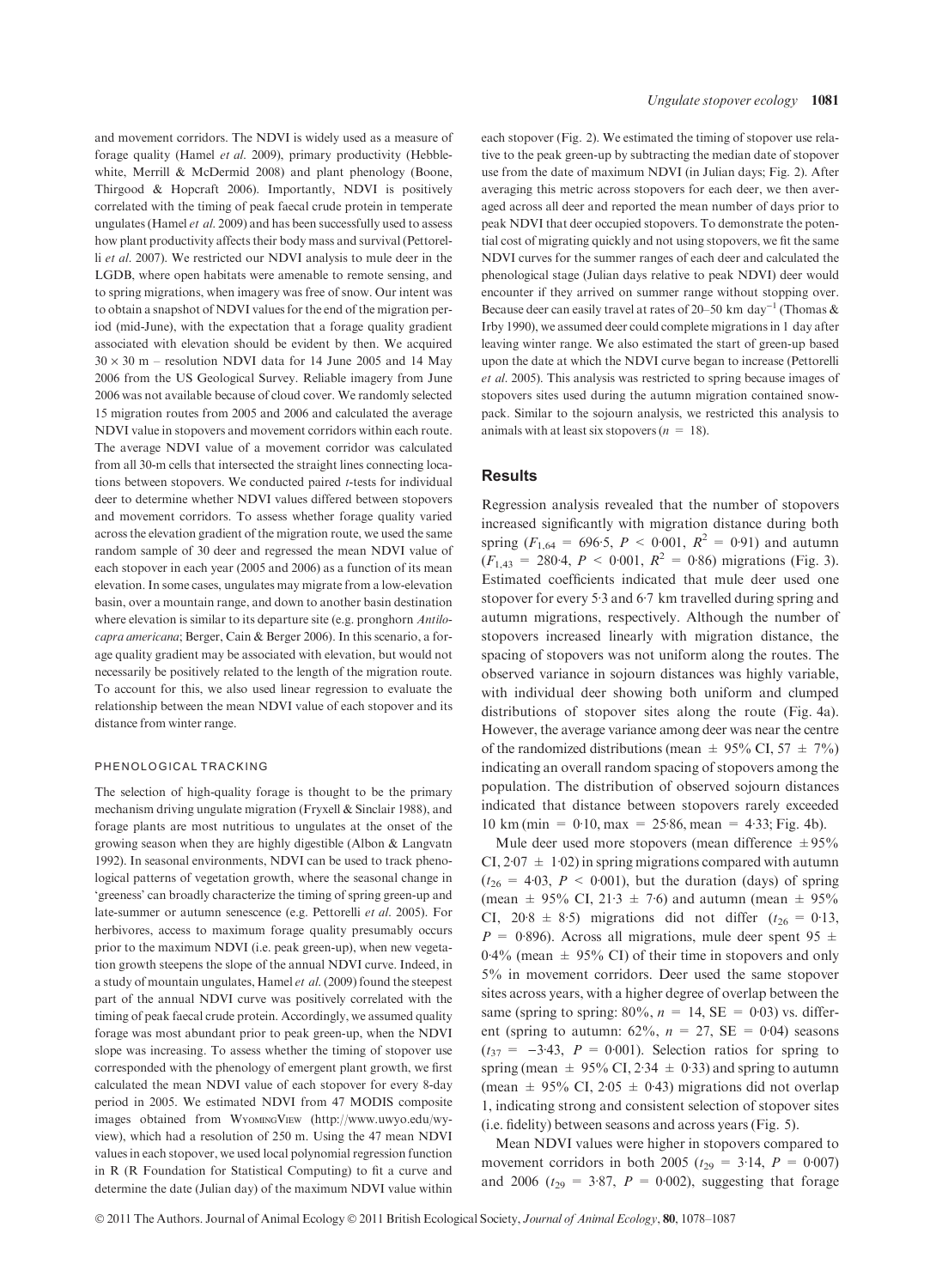and movement corridors. The NDVI is widely used as a measure of forage quality (Hamel *et al.* 2009), primary productivity (Hebblewhite, Merrill & McDermid 2008) and plant phenology (Boone, Thirgood & Hopcraft 2006). Importantly, NDVI is positively correlated with the timing of peak faecal crude protein in temperate ungulates (Hamel *et al.* 2009) and has been successfully used to assess how plant productivity affects their body mass and survival (Pettorelli *et al.* 2007). We restricted our NDVI analysis to mule deer in the LGDB, where open habitats were amenable to remote sensing, and to spring migrations, when imagery was free of snow. Our intent was to obtain a snapshot of NDVI values for the end of the migration period (mid-June), with the expectation that a forage quality gradient associated with elevation should be evident by then. We acquired $30 \times 30$ m – resolution NDVI data for 14 June 2005 and 14 May 2006 from the US Geological Survey. Reliable imagery from June 2006 was not available because of cloud cover. We randomly selected 15 migration routes from 2005 and 2006 and calculated the average NDVI value in stopovers and movement corridors within each route. The average NDVI value of a movement corridor was calculated from all 30-m cells that intersected the straight lines connecting locations between stopovers. We conducted paired *t*-tests for individual deer to determine whether NDVI values differed between stopovers and movement corridors. To assess whether forage quality varied across the elevation gradient of the migration route, we used the same random sample of 30 deer and regressed the mean NDVI value of each stopover in each year (2005 and 2006) as a function of its mean elevation. In some cases, ungulates may migrate from a low-elevation basin, over a mountain range, and down to another basin destination where elevation is similar to its departure site (e.g. pronghorn *Antilocapra americana*; Berger, Cain & Berger 2006). In this scenario, a forage quality gradient may be associated with elevation, but would not necessarily be positively related to the length of the migration route. To account for this, we also used linear regression to evaluate the relationship between the mean NDVI value of each stopover and its distance from winter range.

#### PHENOLOGICAL TRACKING

The selection of high-quality forage is thought to be the primary mechanism driving ungulate migration (Fryxell & Sinclair 1988), and forage plants are most nutritious to ungulates at the onset of the growing season when they are highly digestible (Albon & Langvatn 1992). In seasonal environments, NDVI can be used to track phenological patterns of vegetation growth, where the seasonal change in 'greeness' can broadly characterize the timing of spring green-up and late-summer or autumn senescence (e.g. Pettorelli *et al.* 2005). For herbivores, access to maximum forage quality presumably occurs prior to the maximum NDVI (i.e. peak green-up), when new vegetation growth steepens the slope of the annual NDVI curve. Indeed, in a study of mountain ungulates, Hamel *et al.* (2009) found the steepest part of the annual NDVI curve was positively correlated with the timing of peak faecal crude protein. Accordingly, we assumed quality forage was most abundant prior to peak green-up, when the NDVI slope was increasing. To assess whether the timing of stopover use corresponded with the phenology of emergent plant growth, we first calculated the mean NDVI value of each stopover for every 8-day period in 2005. We estimated NDVI from 47 MODIS composite images obtained from WyomingView (http://www.uwyo.edu/wyview), which had a resolution of 250 m. Using the 47 mean NDVI values in each stopover, we used local polynomial regression function in R (R Foundation for Statistical Computing) to fit a curve and determine the date (Julian day) of the maximum NDVI value within each stopover (Fig. 2). We estimated the timing of stopover use relative to the peak green-up by subtracting the median date of stopover use from the date of maximum NDVI (in Julian days; Fig. 2). After averaging this metric across stopovers for each deer, we then averaged across all deer and reported the mean number of days prior to peak NDVI that deer occupied stopovers. To demonstrate the potential cost of migrating quickly and not using stopovers, we fit the same NDVI curves for the summer ranges of each deer and calculated the phenological stage (Julian days relative to peak NDVI) deer would encounter if they arrived on summer range without stopping over. Because deer can easily travel at rates of 20–50 km day$^{-1}$ (Thomas & Irby 1990), we assumed deer could complete migrations in 1 day after leaving winter range. We also estimated the start of green-up based upon the date at which the NDVI curve began to increase (Pettorelli *et al.* 2005). This analysis was restricted to spring because images of stopovers sites used during the autumn migration contained snowpack. Similar to the sojourn analysis, we restricted this analysis to animals with at least six stopovers ($n = 18$).

## Results

Regression analysis revealed that the number of stopovers increased significantly with migration distance during both spring ($F_{1,64} = 696{\cdot}5$, $P < 0{\cdot}001$, $R^2 = 0{\cdot}91$) and autumn ($F_{1,43} = 280{\cdot}4$, $P < 0{\cdot}001$, $R^2 = 0{\cdot}86$) migrations (Fig. 3). Estimated coefficients indicated that mule deer used one stopover for every 5·3 and 6·7 km travelled during spring and autumn migrations, respectively. Although the number of stopovers increased linearly with migration distance, the spacing of stopovers was not uniform along the routes. The observed variance in sojourn distances was highly variable, with individual deer showing both uniform and clumped distributions of stopover sites along the route (Fig. 4a). However, the average variance among deer was near the centre of the randomized distributions (mean ± 95% CI, 57 ± 7%) indicating an overall random spacing of stopovers among the population. The distribution of observed sojourn distances indicated that distance between stopovers rarely exceeded 10 km (min = 0·10, max = 25·86, mean = 4·33; Fig. 4b).

Mule deer used more stopovers (mean difference ±95% CI, 2·07 ± 1·02) in spring migrations compared with autumn ($t_{26} = 4{\cdot}03$, $P < 0{\cdot}001$), but the duration (days) of spring (mean ± 95% CI, 21·3 ± 7·6) and autumn (mean ± 95% CI, 20·8 ± 8·5) migrations did not differ ($t_{26} = 0{\cdot}13$, $P = 0{\cdot}896$). Across all migrations, mule deer spent 95 ± 0·4% (mean ± 95% CI) of their time in stopovers and only 5% in movement corridors. Deer used the same stopover sites across years, with a higher degree of overlap between the same (spring to spring: 80%, $n = 14$, SE = 0·03) vs. different (spring to autumn: 62%, $n = 27$, SE = 0·04) seasons ($t_{37} = -3{\cdot}43$, $P = 0{\cdot}001$). Selection ratios for spring to spring (mean ± 95% CI, 2·34 ± 0·33) and spring to autumn (mean ± 95% CI, 2·05 ± 0·43) migrations did not overlap 1, indicating strong and consistent selection of stopover sites (i.e. fidelity) between seasons and across years (Fig. 5).

Mean NDVI values were higher in stopovers compared to movement corridors in both 2005 ($t_{29} = 3{\cdot}14$, $P = 0{\cdot}007$) and 2006 ($t_{29} = 3{\cdot}87$, $P = 0{\cdot}002$), suggesting that forage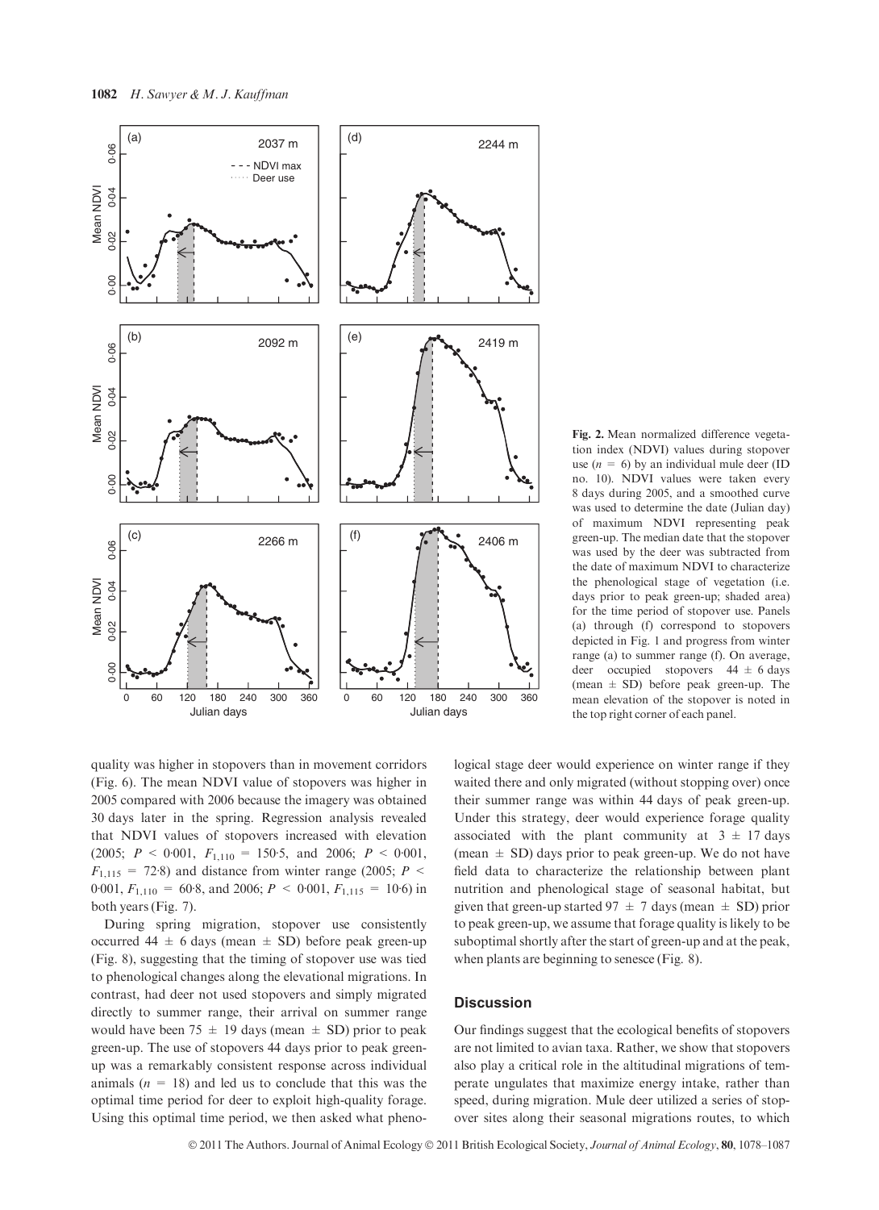Fig. 2. Mean normalized difference vegetation index (NDVI) values during stopover use ($n$ = 6) by an individual mule deer (ID no. 10). NDVI values were taken every 8 days during 2005, and a smoothed curve was used to determine the date (Julian day) of maximum NDVI representing peak green-up. The median date that the stopover was used by the deer was subtracted from the date of maximum NDVI to characterize the phenological stage of vegetation (i.e. days prior to peak green-up; shaded area) for the time period of stopover use. Panels (a) through (f) correspond to stopovers depicted in Fig. 1 and progress from winter range (a) to summer range (f). On average, deer occupied stopovers 44 ± 6 days (mean ± SD) before peak green-up. The mean elevation of the stopover is noted in the top right corner of each panel.

quality was higher in stopovers than in movement corridors (Fig. 6). The mean NDVI value of stopovers was higher in 2005 compared with 2006 because the imagery was obtained 30 days later in the spring. Regression analysis revealed that NDVI values of stopovers increased with elevation (2005; $P < 0{\cdot}001$, $F_{1,110} = 150{\cdot}5$, and 2006; $P < 0{\cdot}001$, $F_{1,115} = 72{\cdot}8$) and distance from winter range (2005; $P < 0{\cdot}001$, $F_{1,110} = 60{\cdot}8$, and 2006; $P < 0{\cdot}001$, $F_{1,115} = 10{\cdot}6$) in both years (Fig. 7).

During spring migration, stopover use consistently occurred 44 ± 6 days (mean ± SD) before peak green-up (Fig. 8), suggesting that the timing of stopover use was tied to phenological changes along the elevational migrations. In contrast, had deer not used stopovers and simply migrated directly to summer range, their arrival on summer range would have been 75 ± 19 days (mean ± SD) prior to peak green-up. The use of stopovers 44 days prior to peak green-up was a remarkably consistent response across individual animals ($n$ = 18) and led us to conclude that this was the optimal time period for deer to exploit high-quality forage. Using this optimal time period, we then asked what phenological stage deer would experience on winter range if they waited there and only migrated (without stopping over) once their summer range was within 44 days of peak green-up. Under this strategy, deer would experience forage quality associated with the plant community at 3 ± 17 days (mean ± SD) days prior to peak green-up. We do not have field data to characterize the relationship between plant nutrition and phenological stage of seasonal habitat, but given that green-up started 97 ± 7 days (mean ± SD) prior to peak green-up, we assume that forage quality is likely to be suboptimal shortly after the start of green-up and at the peak, when plants are beginning to senesce (Fig. 8).

## Discussion

Our findings suggest that the ecological benefits of stopovers are not limited to avian taxa. Rather, we show that stopovers also play a critical role in the altitudinal migrations of temperate ungulates that maximize energy intake, rather than speed, during migration. Mule deer utilized a series of stopover sites along their seasonal migrations routes, to which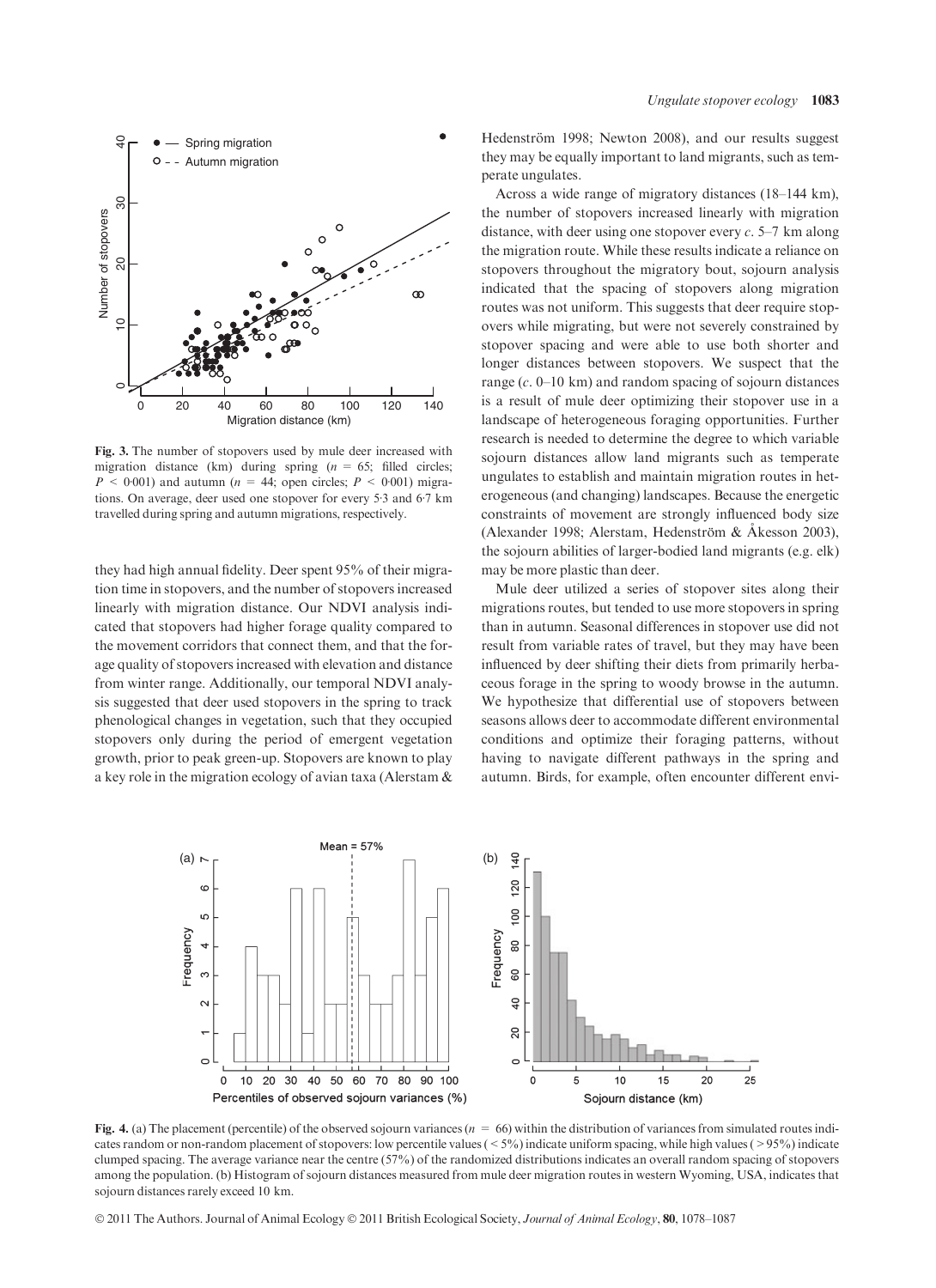Fig. 3. The number of stopovers used by mule deer increased with migration distance (km) during spring ($n$ = 65; filled circles; $P$ < 0·001) and autumn ($n$ = 44; open circles; $P$ < 0·001) migrations. On average, deer used one stopover for every 5·3 and 6·7 km travelled during spring and autumn migrations, respectively.

they had high annual fidelity. Deer spent 95% of their migration time in stopovers, and the number of stopovers increased linearly with migration distance. Our NDVI analysis indicated that stopovers had higher forage quality compared to the movement corridors that connect them, and that the forage quality of stopovers increased with elevation and distance from winter range. Additionally, our temporal NDVI analysis suggested that deer used stopovers in the spring to track phenological changes in vegetation, such that they occupied stopovers only during the period of emergent vegetation growth, prior to peak green-up. Stopovers are known to play a key role in the migration ecology of avian taxa (Alerstam & Hedenström 1998; Newton 2008), and our results suggest they may be equally important to land migrants, such as temperate ungulates.

Across a wide range of migratory distances (18–144 km), the number of stopovers increased linearly with migration distance, with deer using one stopover every *c*. 5–7 km along the migration route. While these results indicate a reliance on stopovers throughout the migratory bout, sojourn analysis indicated that the spacing of stopovers along migration routes was not uniform. This suggests that deer require stopovers while migrating, but were not severely constrained by stopover spacing and were able to use both shorter and longer distances between stopovers. We suspect that the range (*c*. 0–10 km) and random spacing of sojourn distances is a result of mule deer optimizing their stopover use in a landscape of heterogeneous foraging opportunities. Further research is needed to determine the degree to which variable sojourn distances allow land migrants such as temperate ungulates to establish and maintain migration routes in heterogeneous (and changing) landscapes. Because the energetic constraints of movement are strongly influenced body size (Alexander 1998; Alerstam, Hedenström & Åkesson 2003), the sojourn abilities of larger-bodied land migrants (e.g. elk) may be more plastic than deer.

Mule deer utilized a series of stopover sites along their migrations routes, but tended to use more stopovers in spring than in autumn. Seasonal differences in stopover use did not result from variable rates of travel, but they may have been influenced by deer shifting their diets from primarily herbaceous forage in the spring to woody browse in the autumn. We hypothesize that differential use of stopovers between seasons allows deer to accommodate different environmental conditions and optimize their foraging patterns, without having to navigate different pathways in the spring and autumn. Birds, for example, often encounter different envi-

Fig. 4. (a) The placement (percentile) of the observed sojourn variances ($n$ = 66) within the distribution of variances from simulated routes indicates random or non-random placement of stopovers: low percentile values (< 5%) indicate uniform spacing, while high values (> 95%) indicate clumped spacing. The average variance near the centre (57%) of the randomized distributions indicates an overall random spacing of stopovers among the population. (b) Histogram of sojourn distances measured from mule deer migration routes in western Wyoming, USA, indicates that sojourn distances rarely exceed 10 km.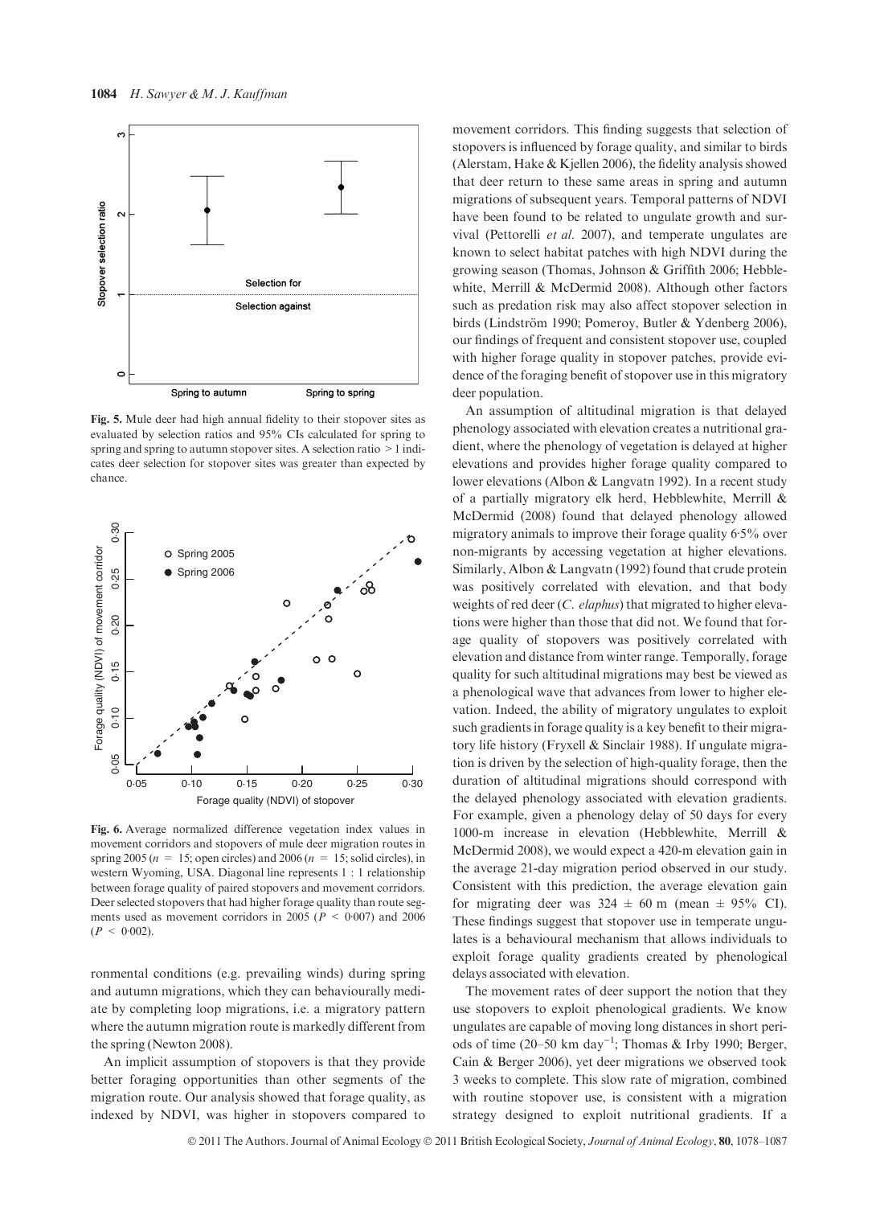**Fig. 5.** Mule deer had high annual fidelity to their stopover sites as evaluated by selection ratios and 95% CIs calculated for spring to spring and spring to autumn stopover sites. A selection ratio > 1 indicates deer selection for stopover sites was greater than expected by chance.

**Fig. 6.** Average normalized difference vegetation index values in movement corridors and stopovers of mule deer migration routes in spring 2005 ($n$ = 15; open circles) and 2006 ($n$ = 15; solid circles), in western Wyoming, USA. Diagonal line represents 1 : 1 relationship between forage quality of paired stopovers and movement corridors. Deer selected stopovers that had higher forage quality than route segments used as movement corridors in 2005 ($P$ < 0·007) and 2006 ($P$ < 0·002).

ronmental conditions (e.g. prevailing winds) during spring and autumn migrations, which they can behaviourally mediate by completing loop migrations, i.e. a migratory pattern where the autumn migration route is markedly different from the spring (Newton 2008).

An implicit assumption of stopovers is that they provide better foraging opportunities than other segments of the migration route. Our analysis showed that forage quality, as indexed by NDVI, was higher in stopovers compared to movement corridors. This finding suggests that selection of stopovers is influenced by forage quality, and similar to birds (Alerstam, Hake & Kjellen 2006), the fidelity analysis showed that deer return to these same areas in spring and autumn migrations of subsequent years. Temporal patterns of NDVI have been found to be related to ungulate growth and survival (Pettorelli *et al*. 2007), and temperate ungulates are known to select habitat patches with high NDVI during the growing season (Thomas, Johnson & Griffith 2006; Hebblewhite, Merrill & McDermid 2008). Although other factors such as predation risk may also affect stopover selection in birds (Lindström 1990; Pomeroy, Butler & Ydenberg 2006), our findings of frequent and consistent stopover use, coupled with higher forage quality in stopover patches, provide evidence of the foraging benefit of stopover use in this migratory deer population.

An assumption of altitudinal migration is that delayed phenology associated with elevation creates a nutritional gradient, where the phenology of vegetation is delayed at higher elevations and provides higher forage quality compared to lower elevations (Albon & Langvatn 1992). In a recent study of a partially migratory elk herd, Hebblewhite, Merrill & McDermid (2008) found that delayed phenology allowed migratory animals to improve their forage quality 6·5% over non-migrants by accessing vegetation at higher elevations. Similarly, Albon & Langvatn (1992) found that crude protein was positively correlated with elevation, and that body weights of red deer (*C. elaphus*) that migrated to higher elevations were higher than those that did not. We found that forage quality of stopovers was positively correlated with elevation and distance from winter range. Temporally, forage quality for such altitudinal migrations may best be viewed as a phenological wave that advances from lower to higher elevation. Indeed, the ability of migratory ungulates to exploit such gradients in forage quality is a key benefit to their migratory life history (Fryxell & Sinclair 1988). If ungulate migration is driven by the selection of high-quality forage, then the duration of altitudinal migrations should correspond with the delayed phenology associated with elevation gradients. For example, given a phenology delay of 50 days for every 1000-m increase in elevation (Hebblewhite, Merrill & McDermid 2008), we would expect a 420-m elevation gain in the average 21-day migration period observed in our study. Consistent with this prediction, the average elevation gain for migrating deer was 324 ± 60 m (mean ± 95% CI). These findings suggest that stopover use in temperate ungulates is a behavioural mechanism that allows individuals to exploit forage quality gradients created by phenological delays associated with elevation.

The movement rates of deer support the notion that they use stopovers to exploit phenological gradients. We know ungulates are capable of moving long distances in short periods of time (20–50 km day$^{-1}$; Thomas & Irby 1990; Berger, Cain & Berger 2006), yet deer migrations we observed took 3 weeks to complete. This slow rate of migration, combined with routine stopover use, is consistent with a migration strategy designed to exploit nutritional gradients. If a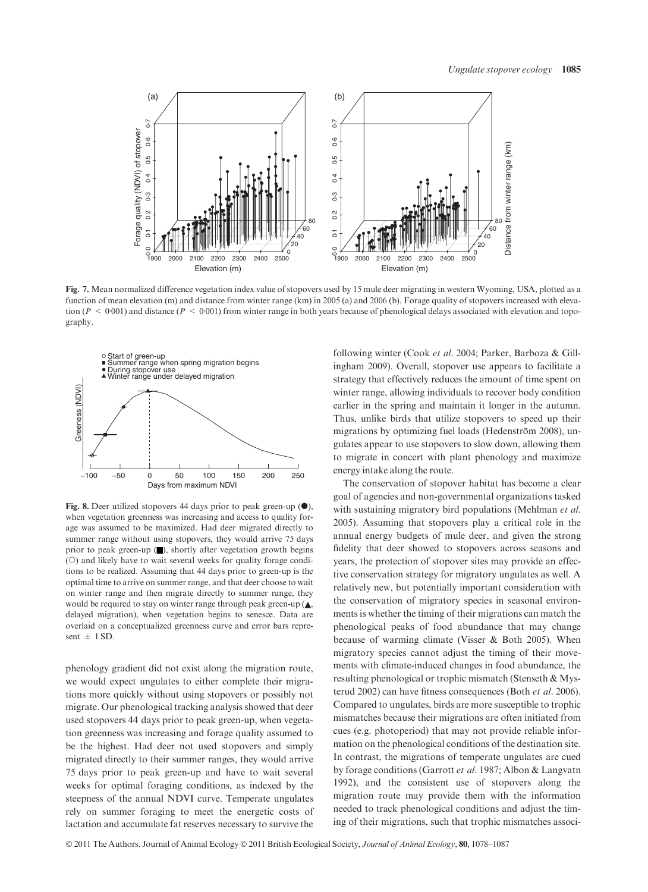**Fig. 7.** Mean normalized difference vegetation index value of stopovers used by 15 mule deer migrating in western Wyoming, USA, plotted as a function of mean elevation (m) and distance from winter range (km) in 2005 (a) and 2006 (b). Forage quality of stopovers increased with elevation ($P < 0.001$) and distance ($P < 0.001$) from winter range in both years because of phenological delays associated with elevation and topography.

**Fig. 8.** Deer utilized stopovers 44 days prior to peak green-up (●), when vegetation greenness was increasing and access to quality forage was assumed to be maximized. Had deer migrated directly to summer range without using stopovers, they would arrive 75 days prior to peak green-up (■), shortly after vegetation growth begins (○) and likely have to wait several weeks for quality forage conditions to be realized. Assuming that 44 days prior to peak green-up is the optimal time to arrive on summer range, and that deer choose to wait on winter range and then migrate directly to summer range, they would be required to stay on winter range through peak green-up (▲, delayed migration), when vegetation begins to senesce. Data are overlaid on a conceptualized greenness curve and error bars represent ± 1 SD.

phenology gradient did not exist along the migration route, we would expect ungulates to either complete their migrations more quickly without using stopovers or possibly not migrate. Our phenological tracking analysis showed that deer used stopovers 44 days prior to peak green-up, when vegetation greenness was increasing and forage quality assumed to be the highest. Had deer not used stopovers and simply migrated directly to their summer ranges, they would arrive 75 days prior to peak green-up and have to wait several weeks for optimal foraging conditions, as indexed by the steepness of the annual NDVI curve. Temperate ungulates rely on summer foraging to meet the energetic costs of lactation and accumulate fat reserves necessary to survive the following winter (Cook *et al.* 2004; Parker, Barboza & Gillingham 2009). Overall, stopover use appears to facilitate a strategy that effectively reduces the amount of time spent on winter range, allowing individuals to recover body condition earlier in the spring and maintain it longer in the autumn. Thus, unlike birds that utilize stopovers to speed up their migrations by optimizing fuel loads (Hedenström 2008), ungulates appear to use stopovers to slow down, allowing them to migrate in concert with plant phenology and maximize energy intake along the route.

The conservation of stopover habitat has become a clear goal of agencies and non-governmental organizations tasked with sustaining migratory bird populations (Mehlman *et al.* 2005). Assuming that stopovers play a critical role in the annual energy budgets of mule deer, and given the strong fidelity that deer showed to stopovers across seasons and years, the protection of stopover sites may provide an effective conservation strategy for migratory ungulates as well. A relatively new, but potentially important consideration with the conservation of migratory species in seasonal environments is whether the timing of their migrations can match the phenological peaks of food abundance that may change because of warming climate (Visser & Both 2005). When migratory species cannot adjust the timing of their movements with climate-induced changes in food abundance, the resulting phenological or trophic mismatch (Stenseth & Mysterud 2002) can have fitness consequences (Both *et al.* 2006). Compared to ungulates, birds are more susceptible to trophic mismatches because their migrations are often initiated from cues (e.g. photoperiod) that may not provide reliable information on the phenological conditions of the destination site. In contrast, the migrations of temperate ungulates are cued by forage conditions (Garrott *et al.* 1987; Albon & Langvatn 1992), and the consistent use of stopovers along the migration route may provide them with the information needed to track phenological conditions and adjust the timing of their migrations, such that trophic mismatches associ-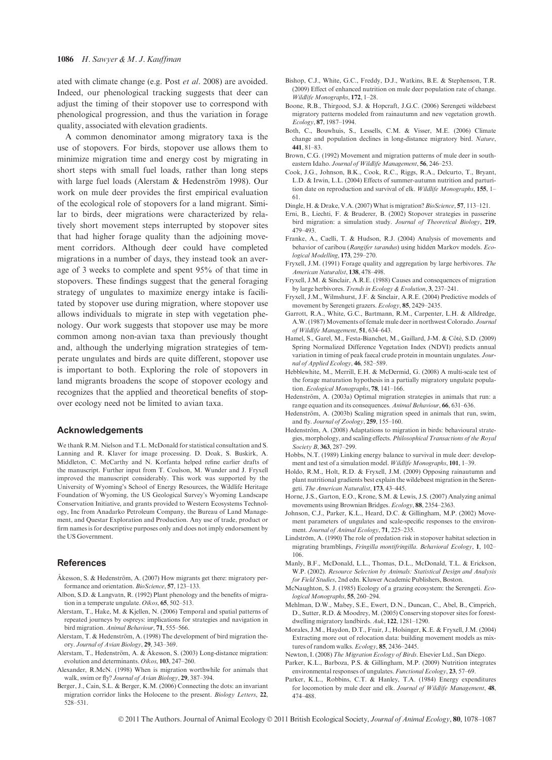ated with climate change (e.g. Post *et al*. 2008) are avoided. Indeed, our phenological tracking suggests that deer can adjust the timing of their stopover use to correspond with phenological progression, and thus the variation in forage quality, associated with elevation gradients.

A common denominator among migratory taxa is the use of stopovers. For birds, stopover use allows them to minimize migration time and energy cost by migrating in short steps with small fuel loads, rather than long steps with large fuel loads (Alerstam & Hedenström 1998). Our work on mule deer provides the first empirical evaluation of the ecological role of stopovers for a land migrant. Similar to birds, deer migrations were characterized by relatively short movement steps interrupted by stopover sites that had higher forage quality than the adjoining movement corridors. Although deer could have completed migrations in a number of days, they instead took an average of 3 weeks to complete and spent 95% of that time in stopovers. These findings suggest that the general foraging strategy of ungulates to maximize energy intake is facilitated by stopover use during migration, where stopover use allows individuals to migrate in step with vegetation phenology. Our work suggests that stopover use may be more common among non-avian taxa than previously thought and, although the underlying migration strategies of temperate ungulates and birds are quite different, stopover use is important to both. Exploring the role of stopovers in land migrants broadens the scope of stopover ecology and recognizes that the applied and theoretical benefits of stopover ecology need not be limited to avian taxa.

## Acknowledgements

We thank R.M. Nielson and T.L. McDonald for statistical consultation and S. Lanning and R. Klaver for image processing. D. Doak, S. Buskirk, A. Middleton, C. McCarthy and N. Korfanta helped refine earlier drafts of the manuscript. Further input from T. Coulson, M. Wunder and J. Fryxell improved the manuscript considerably. This work was supported by the University of Wyoming's School of Energy Resources, the Wildlife Heritage Foundation of Wyoming, the US Geological Survey's Wyoming Landscape Conservation Initiative, and grants provided to Western Ecosystems Technology, Inc from Anadarko Petroleum Company, the Bureau of Land Management, and Questar Exploration and Production. Any use of trade, product or firm names is for descriptive purposes only and does not imply endorsement by the US Government.

## References

Åkesson, S. & Hedenström, A. (2007) How migrants get there: migratory performance and orientation. *BioScience*, **57**, 123–133.

Albon, S.D. & Langvatn, R. (1992) Plant phenology and the benefits of migration in a temperate ungulate. *Oikos*, **65**, 502–513.

Alerstam, T., Hake, M. & Kjellen, N. (2006) Temporal and spatial patterns of repeated journeys by ospreys: implications for strategies and navigation in bird migration. *Animal Behaviour*, **71**, 555–566.

Alerstam, T. & Hedenström, A. (1998) The development of bird migration theory. *Journal of Avian Biology*, **29**, 343–369.

Alerstam, T., Hedenström, A. & Åkesson, S. (2003) Long-distance migration: evolution and determinants. *Oikos*, **103**, 247–260.

Alexander, R.McN. (1998) When is migration worthwhile for animals that walk, swim or fly? *Journal of Avian Biology*, **29**, 387–394.

Berger, J., Cain, S.L. & Berger, K.M. (2006) Connecting the dots: an invariant migration corridor links the Holocene to the present. *Biology Letters*, **22**, 528–531.

Bishop, C.J., White, G.C., Freddy, D.J., Watkins, B.E. & Stephenson, T.R. (2009) Effect of enhanced nutrition on mule deer population rate of change. *Wildlife Monographs*, **172**, 1–28.

Boone, R.B., Thirgood, S.J. & Hopcraft, J.G.C. (2006) Serengeti wildebeest migratory patterns modeled from rainautumn and new vegetation growth. *Ecology*, **87**, 1987–1994.

Both, C., Bouwhuis, S., Lessells, C.M. & Visser, M.E. (2006) Climate change and population declines in long-distance migratory bird. *Nature*, **441**, 81–83.

Brown, C.G. (1992) Movement and migration patterns of mule deer in southeastern Idaho. *Journal of Wildlife Management*, **56**, 246–253.

Cook, J.G., Johnson, B.K., Cook, R.C., Riggs, R.A., Delcurto, T., Bryant, L.D. & Irwin, L.L. (2004) Effects of summer-autumn nutrition and parturition date on reproduction and survival of elk. *Wildlife Monographs*, **155**, 1–61.

Dingle, H. & Drake, V.A. (2007) What is migration? *BioScience*, **57**, 113–121.

Erni, B., Liechti, F. & Bruderer, B. (2002) Stopover strategies in passerine bird migration: a simulation study. *Journal of Theoretical Biology*, **219**, 479–493.

Franke, A., Caelli, T. & Hudson, R.J. (2004) Analysis of movements and behavior of caribou (*Rangifer tarandus*) using hidden Markov models. *Ecological Modelling*, **173**, 259–270.

Fryxell, J.M. (1991) Forage quality and aggregation by large herbivores. *The American Naturalist*, **138**, 478–498.

Fryxell, J.M. & Sinclair, A.R.E. (1988) Causes and consequences of migration by large herbivores. *Trends in Ecology & Evolution*, **3**, 237–241.

Fryxell, J.M., Wilmshurst, J.F. & Sinclair, A.R.E. (2004) Predictive models of movement by Serengeti grazers. *Ecology*, **85**, 2429–2435.

Garrott, R.A., White, G.C., Bartmann, R.M., Carpenter, L.H. & Alldredge, A.W. (1987) Movements of female mule deer in northwest Colorado. *Journal of Wildlife Management*, **51**, 634–643.

Hamel, S., Garel, M., Festa-Bianchet, M., Gaillard, J-M. & Côté, S.D. (2009) Spring Normalized Difference Vegetation Index (NDVI) predicts annual variation in timing of peak faecal crude protein in mountain ungulates. *Journal of Applied Ecology*, **46**, 582–589.

Hebblewhite, M., Merrill, E.H. & McDermid, G. (2008) A multi-scale test of the forage maturation hypothesis in a partially migratory ungulate population. *Ecological Monographs*, **78**, 141–166.

Hedenström, A. (2003a) Optimal migration strategies in animals that run: a range equation and its consequences. *Animal Behaviour*, **66**, 631–636.

Hedenström, A. (2003b) Scaling migration speed in animals that run, swim, and fly. *Journal of Zoology*, **259**, 155–160.

Hedenström, A. (2008) Adaptations to migration in birds: behavioural strategies, morphology, and scaling effects. *Philosophical Transactions of the Royal Society B*, **363**, 287–299.

Hobbs, N.T. (1989) Linking energy balance to survival in mule deer: development and test of a simulation model. *Wildlife Monographs*, **101**, 1–39.

Holdo, R.M., Holt, R.D. & Fryxell, J.M. (2009) Opposing rainautumn and plant nutritional gradients best explain the wildebeest migration in the Serengeti. *The American Naturalist*, **173**, 43–445.

Horne, J.S., Garton, E.O., Krone, S.M. & Lewis, J.S. (2007) Analyzing animal movements using Brownian Bridges. *Ecology*, **88**, 2354–2363.

Johnson, C.J., Parker, K.L., Heard, D.C. & Gillingham, M.P. (2002) Movement parameters of ungulates and scale-specific responses to the environment. *Journal of Animal Ecology*, **71**, 225–235.

Lindström, A. (1990) The role of predation risk in stopover habitat selection in migrating bramblings, *Fringilla montifringilla*. *Behavioral Ecology*, **1**, 102–106.

Manly, B.F., McDonald, L.L., Thomas, D.L., McDonald, T.L. & Erickson, W.P. (2002). *Resource Selection by Animals: Statistical Design and Analysis for Field Studies*, 2nd edn. Kluwer Academic Publishers, Boston.

McNaughton, S. J. (1985) Ecology of a grazing ecosystem: the Serengeti. *Ecological Monographs*, **55**, 260–294.

Mehlman, D.W., Mabey, S.E., Ewert, D.N., Duncan, C., Abel, B., Cimprich, D., Sutter, R.D. & Moodrey, M. (2005) Conserving stopover sites for forest-dwelling migratory landbirds. *Auk*, **122**, 1281–1290.

Morales, J.M., Haydon, D.T., Frair, J., Holsinger, K.E. & Fryxell, J.M. (2004) Extracting more out of relocation data: building movement models as mixtures of random walks. *Ecology*, **85**, 2436–2445.

Newton, I. (2008) *The Migration Ecology of Birds*. Elsevier Ltd., San Diego.

Parker, K.L., Barboza, P.S. & Gillingham, M.P. (2009) Nutrition integrates environmental responses of ungulates. *Functional Ecology*, **23**, 57–69.

Parker, K.L., Robbins, C.T. & Hanley, T.A. (1984) Energy expenditures for locomotion by mule deer and elk. *Journal of Wildlife Management*, **48**, 474–488.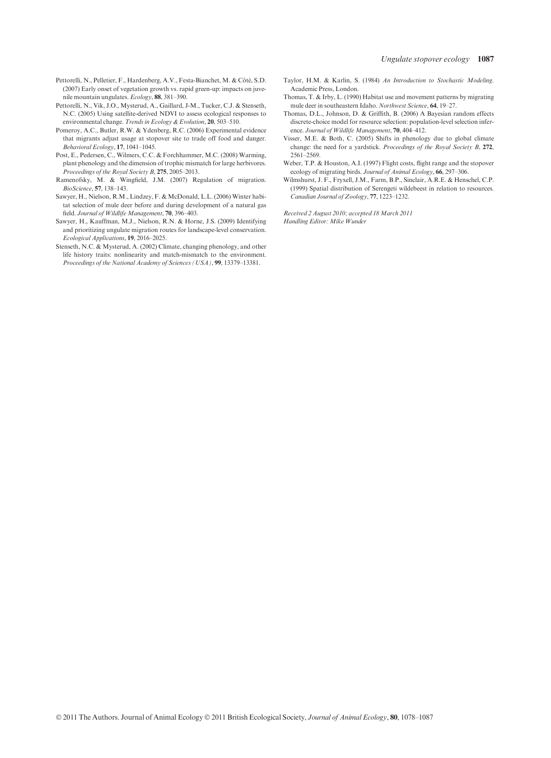Pettorelli, N., Pelletier, F., Hardenberg, A.V., Festa-Bianchet, M. & Côté, S.D. (2007) Early onset of vegetation growth vs. rapid green-up: impacts on juvenile mountain ungulates. *Ecology*, **88**, 381–390.

Pettorelli, N., Vik, J.O., Mysterud, A., Gaillard, J-M., Tucker, C.J. & Stenseth, N.C. (2005) Using satellite-derived NDVI to assess ecological responses to environmental change. *Trends in Ecology & Evolution*, **20**, 503–510.

Pomeroy, A.C., Butler, R.W. & Ydenberg, R.C. (2006) Experimental evidence that migrants adjust usage at stopover site to trade off food and danger. *Behavioral Ecology*, **17**, 1041–1045.

Post, E., Pedersen, C., Wilmers, C.C. & Forchhammer, M.C. (2008) Warming, plant phenology and the dimension of trophic mismatch for large herbivores. *Proceedings of the Royal Society B*, **275**, 2005–2013.

Ramenofsky, M. & Wingfield, J.M. (2007) Regulation of migration. *BioScience*, **57**, 138–143.

Sawyer, H., Nielson, R.M., Lindzey, F. & McDonald, L.L. (2006) Winter habitat selection of mule deer before and during development of a natural gas field. *Journal of Wildlife Management*, **70**, 396–403.

Sawyer, H., Kauffman, M.J., Nielson, R.N. & Horne, J.S. (2009) Identifying and prioritizing ungulate migration routes for landscape-level conservation. *Ecological Applications*, **19**, 2016–2025.

Stenseth, N.C. & Mysterud, A. (2002) Climate, changing phenology, and other life history traits: nonlinearity and match-mismatch to the environment. *Proceedings of the National Academy of Sciences (USA)*, **99**, 13379–13381.

Taylor, H.M. & Karlin, S. (1984) *An Introduction to Stochastic Modeling*. Academic Press, London.

Thomas, T. & Irby, L. (1990) Habitat use and movement patterns by migrating mule deer in southeastern Idaho. *Northwest Science*, **64**, 19–27.

Thomas, D.L., Johnson, D. & Griffith, B. (2006) A Bayesian random effects discrete-choice model for resource selection: population-level selection inference. *Journal of Wildlife Management*, **70**, 404–412.

Visser, M.E. & Both, C. (2005) Shifts in phenology due to global climate change: the need for a yardstick. *Proceedings of the Royal Society B*, **272**, 2561–2569.

Weber, T.P. & Houston, A.I. (1997) Flight costs, flight range and the stopover ecology of migrating birds. *Journal of Animal Ecology*, **66**, 297–306.

Wilmshurst, J. F., Fryxell, J.M., Farm, B.P., Sinclair, A.R.E. & Henschel, C.P. (1999) Spatial distribution of Serengeti wildebeest in relation to resources. *Canadian Journal of Zoology*, **77**, 1223–1232.

*Received 2 August 2010; accepted 18 March 2011*
*Handling Editor: Mike Wunder*